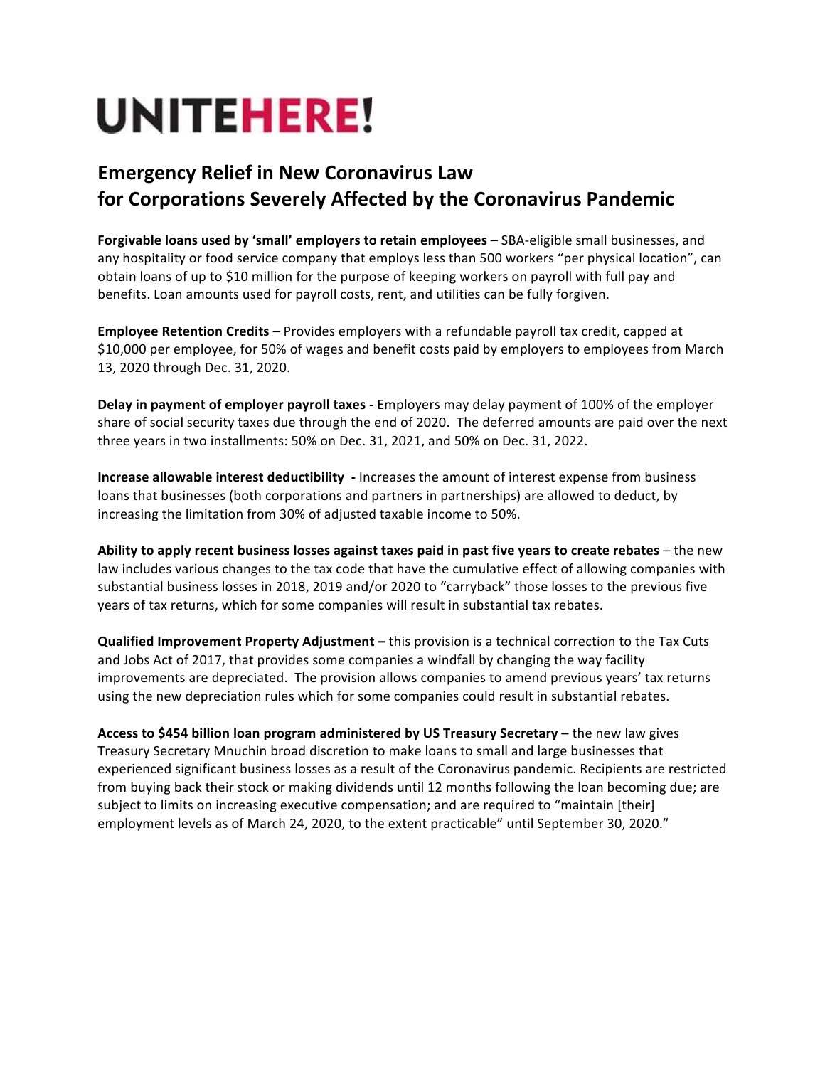# UNITEHERE!

## Emergency Relief in New Coronavirus Law for Corporations Severely Affected by the Coronavirus Pandemic

**Forgivable loans used by 'small' employers to retain employees** – SBA-eligible small businesses, and any hospitality or food service company that employs less than 500 workers "per physical location", can obtain loans of up to $10 million for the purpose of keeping workers on payroll with full pay and benefits. Loan amounts used for payroll costs, rent, and utilities can be fully forgiven.

**Employee Retention Credits** – Provides employers with a refundable payroll tax credit, capped at $10,000 per employee, for 50% of wages and benefit costs paid by employers to employees from March 13, 2020 through Dec. 31, 2020.

**Delay in payment of employer payroll taxes -** Employers may delay payment of 100% of the employer share of social security taxes due through the end of 2020. The deferred amounts are paid over the next three years in two installments: 50% on Dec. 31, 2021, and 50% on Dec. 31, 2022.

**Increase allowable interest deductibility -** Increases the amount of interest expense from business loans that businesses (both corporations and partners in partnerships) are allowed to deduct, by increasing the limitation from 30% of adjusted taxable income to 50%.

**Ability to apply recent business losses against taxes paid in past five years to create rebates** – the new law includes various changes to the tax code that have the cumulative effect of allowing companies with substantial business losses in 2018, 2019 and/or 2020 to "carryback" those losses to the previous five years of tax returns, which for some companies will result in substantial tax rebates.

**Qualified Improvement Property Adjustment –** this provision is a technical correction to the Tax Cuts and Jobs Act of 2017, that provides some companies a windfall by changing the way facility improvements are depreciated. The provision allows companies to amend previous years' tax returns using the new depreciation rules which for some companies could result in substantial rebates.

**Access to $454 billion loan program administered by US Treasury Secretary –** the new law gives Treasury Secretary Mnuchin broad discretion to make loans to small and large businesses that experienced significant business losses as a result of the Coronavirus pandemic. Recipients are restricted from buying back their stock or making dividends until 12 months following the loan becoming due; are subject to limits on increasing executive compensation; and are required to "maintain [their] employment levels as of March 24, 2020, to the extent practicable" until September 30, 2020."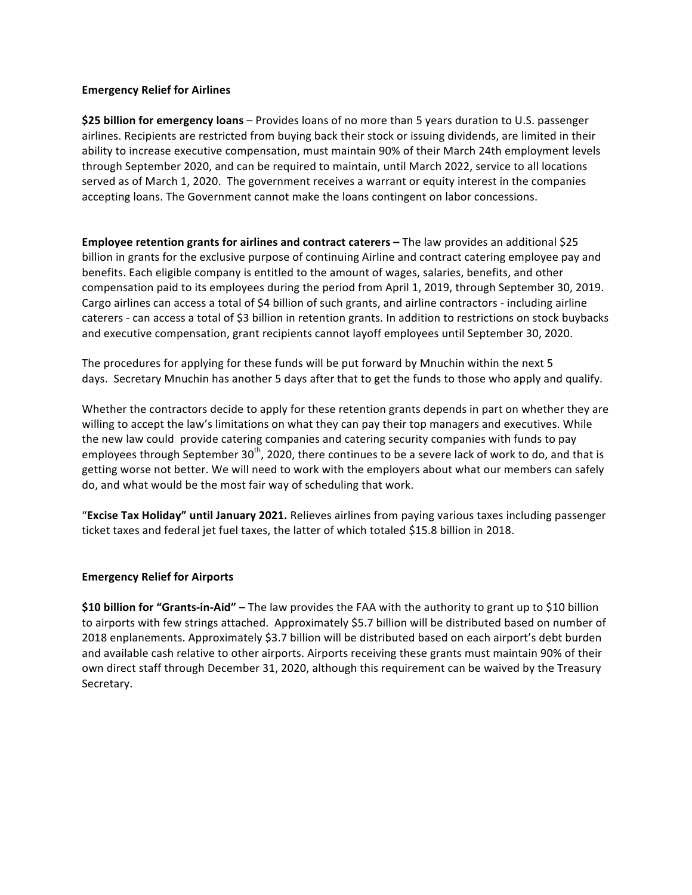**Emergency Relief for Airlines**

**$25 billion for emergency loans** – Provides loans of no more than 5 years duration to U.S. passenger airlines. Recipients are restricted from buying back their stock or issuing dividends, are limited in their ability to increase executive compensation, must maintain 90% of their March 24th employment levels through September 2020, and can be required to maintain, until March 2022, service to all locations served as of March 1, 2020. The government receives a warrant or equity interest in the companies accepting loans. The Government cannot make the loans contingent on labor concessions.

**Employee retention grants for airlines and contract caterers –** The law provides an additional $25 billion in grants for the exclusive purpose of continuing Airline and contract catering employee pay and benefits. Each eligible company is entitled to the amount of wages, salaries, benefits, and other compensation paid to its employees during the period from April 1, 2019, through September 30, 2019. Cargo airlines can access a total of $4 billion of such grants, and airline contractors - including airline caterers - can access a total of $3 billion in retention grants. In addition to restrictions on stock buybacks and executive compensation, grant recipients cannot layoff employees until September 30, 2020.

The procedures for applying for these funds will be put forward by Mnuchin within the next 5 days. Secretary Mnuchin has another 5 days after that to get the funds to those who apply and qualify.

Whether the contractors decide to apply for these retention grants depends in part on whether they are willing to accept the law's limitations on what they can pay their top managers and executives. While the new law could provide catering companies and catering security companies with funds to pay employees through September 30th, 2020, there continues to be a severe lack of work to do, and that is getting worse not better. We will need to work with the employers about what our members can safely do, and what would be the most fair way of scheduling that work.

"**Excise Tax Holiday" until January 2021.** Relieves airlines from paying various taxes including passenger ticket taxes and federal jet fuel taxes, the latter of which totaled $15.8 billion in 2018.

**Emergency Relief for Airports**

**$10 billion for "Grants-in-Aid" –** The law provides the FAA with the authority to grant up to $10 billion to airports with few strings attached. Approximately $5.7 billion will be distributed based on number of 2018 enplanements. Approximately $3.7 billion will be distributed based on each airport's debt burden and available cash relative to other airports. Airports receiving these grants must maintain 90% of their own direct staff through December 31, 2020, although this requirement can be waived by the Treasury Secretary.